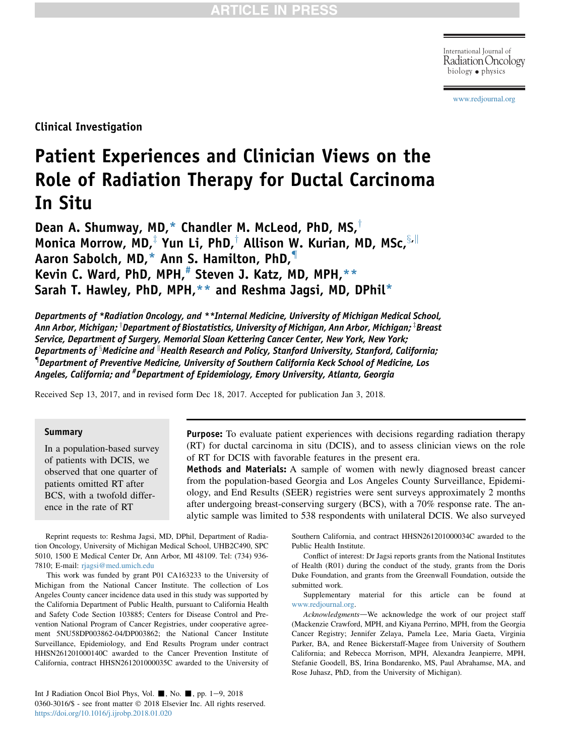Clinical Investigation

# Patient Experiences and Clinician Views on the Role of Radiation Therapy for Ductal Carcinoma In Situ

**Dean A. Shumway, MD,* Chandler M. McLeod, PhD, MS,[†] Monica Morrow, MD,[‡] Yun Li, PhD,[†] Allison W. Kurian, MD, MSc,[§,||] Aaron Sabolch, MD,* Ann S. Hamilton, PhD,[¶] Kevin C. Ward, PhD, MPH,[#] Steven J. Katz, MD, MPH,** Sarah T. Hawley, PhD, MPH,** and Reshma Jagsi, MD, DPhil***

*Departments of *Radiation Oncology, and **Internal Medicine, University of Michigan Medical School, Ann Arbor, Michigan; [†]Department of Biostatistics, University of Michigan, Ann Arbor, Michigan; [‡]Breast Service, Department of Surgery, Memorial Sloan Kettering Cancer Center, New York, New York; Departments of [§]Medicine and [||]Health Research and Policy, Stanford University, Stanford, California; [¶]Department of Preventive Medicine, University of Southern California Keck School of Medicine, Los Angeles, California; and [#]Department of Epidemiology, Emory University, Atlanta, Georgia*

Received Sep 13, 2017, and in revised form Dec 18, 2017. Accepted for publication Jan 3, 2018.

## Summary

In a population-based survey of patients with DCIS, we observed that one quarter of patients omitted RT after BCS, with a twofold difference in the rate of RT

**Purpose:** To evaluate patient experiences with decisions regarding radiation therapy (RT) for ductal carcinoma in situ (DCIS), and to assess clinician views on the role of RT for DCIS with favorable features in the present era.

**Methods and Materials:** A sample of women with newly diagnosed breast cancer from the population-based Georgia and Los Angeles County Surveillance, Epidemiology, and End Results (SEER) registries were sent surveys approximately 2 months after undergoing breast-conserving surgery (BCS), with a 70% response rate. The analytic sample was limited to 538 respondents with unilateral DCIS. We also surveyed

Reprint requests to: Reshma Jagsi, MD, DPhil, Department of Radiation Oncology, University of Michigan Medical School, UHB2C490, SPC 5010, 1500 E Medical Center Dr, Ann Arbor, MI 48109. Tel: (734) 936-7810; E-mail: rjagsi@med.umich.edu

This work was funded by grant P01 CA163233 to the University of Michigan from the National Cancer Institute. The collection of Los Angeles County cancer incidence data used in this study was supported by the California Department of Public Health, pursuant to California Health and Safety Code Section 103885; Centers for Disease Control and Prevention National Program of Cancer Registries, under cooperative agreement 5NU58DP003862-04/DP003862; the National Cancer Institute Surveillance, Epidemiology, and End Results Program under contract HHSN261201000140C awarded to the Cancer Prevention Institute of California, contract HHSN261201000035C awarded to the University of Southern California, and contract HHSN261201000034C awarded to the Public Health Institute.

Conflict of interest: Dr Jagsi reports grants from the National Institutes of Health (R01) during the conduct of the study, grants from the Doris Duke Foundation, and grants from the Greenwall Foundation, outside the submitted work.

Supplementary material for this article can be found at www.redjournal.org.

*Acknowledgments*—We acknowledge the work of our project staff (Mackenzie Crawford, MPH, and Kiyana Perrino, MPH, from the Georgia Cancer Registry; Jennifer Zelaya, Pamela Lee, Maria Gaeta, Virginia Parker, BA, and Renee Bickerstaff-Magee from University of Southern California; and Rebecca Morrison, MPH, Alexandra Jeanpierre, MPH, Stefanie Goodell, BS, Irina Bondarenko, MS, Paul Abrahamse, MA, and Rose Juhasz, PhD, from the University of Michigan).

0360-3016/$ - see front matter © 2018 Elsevier Inc. All rights reserved.
https://doi.org/10.1016/j.ijrobp.2018.01.020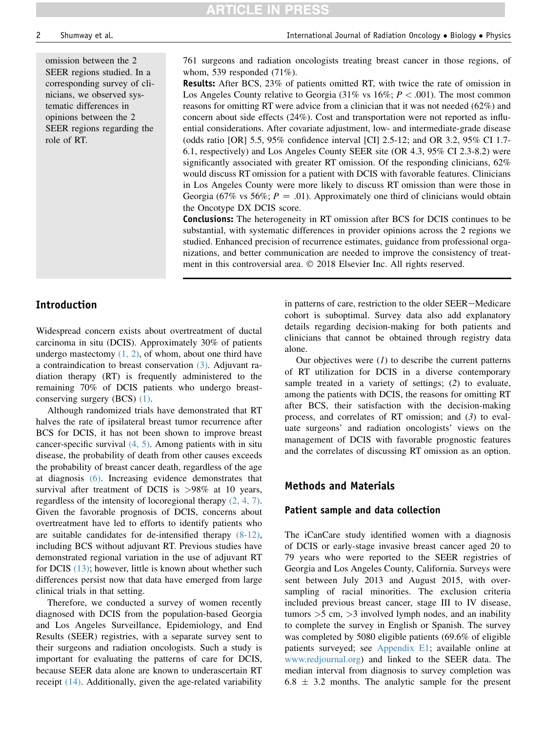omission between the 2 SEER regions studied. In a corresponding survey of clinicians, we observed systematic differences in opinions between the 2 SEER regions regarding the role of RT.

761 surgeons and radiation oncologists treating breast cancer in those regions, of whom, 539 responded (71%).

**Results:** After BCS, 23% of patients omitted RT, with twice the rate of omission in Los Angeles County relative to Georgia (31% vs 16%; $P < .001$). The most common reasons for omitting RT were advice from a clinician that it was not needed (62%) and concern about side effects (24%). Cost and transportation were not reported as influential considerations. After covariate adjustment, low- and intermediate-grade disease (odds ratio [OR] 5.5, 95% confidence interval [CI] 2.5-12; and OR 3.2, 95% CI 1.7-6.1, respectively) and Los Angeles County SEER site (OR 4.3, 95% CI 2.3-8.2) were significantly associated with greater RT omission. Of the responding clinicians, 62% would discuss RT omission for a patient with DCIS with favorable features. Clinicians in Los Angeles County were more likely to discuss RT omission than were those in Georgia (67% vs 56%; $P = .01$). Approximately one third of clinicians would obtain the Oncotype DX DCIS score.

**Conclusions:** The heterogeneity in RT omission after BCS for DCIS continues to be substantial, with systematic differences in provider opinions across the 2 regions we studied. Enhanced precision of recurrence estimates, guidance from professional organizations, and better communication are needed to improve the consistency of treatment in this controversial area. © 2018 Elsevier Inc. All rights reserved.

## Introduction

Widespread concern exists about overtreatment of ductal carcinoma in situ (DCIS). Approximately 30% of patients undergo mastectomy (1, 2), of whom, about one third have a contraindication to breast conservation (3). Adjuvant radiation therapy (RT) is frequently administered to the remaining 70% of DCIS patients who undergo breast-conserving surgery (BCS) (1).

Although randomized trials have demonstrated that RT halves the rate of ipsilateral breast tumor recurrence after BCS for DCIS, it has not been shown to improve breast cancer-specific survival (4, 5). Among patients with in situ disease, the probability of death from other causes exceeds the probability of breast cancer death, regardless of the age at diagnosis (6). Increasing evidence demonstrates that survival after treatment of DCIS is >98% at 10 years, regardless of the intensity of locoregional therapy (2, 4, 7). Given the favorable prognosis of DCIS, concerns about overtreatment have led to efforts to identify patients who are suitable candidates for de-intensified therapy (8-12), including BCS without adjuvant RT. Previous studies have demonstrated regional variation in the use of adjuvant RT for DCIS (13); however, little is known about whether such differences persist now that data have emerged from large clinical trials in that setting.

Therefore, we conducted a survey of women recently diagnosed with DCIS from the population-based Georgia and Los Angeles Surveillance, Epidemiology, and End Results (SEER) registries, with a separate survey sent to their surgeons and radiation oncologists. Such a study is important for evaluating the patterns of care for DCIS, because SEER data alone are known to underascertain RT receipt (14). Additionally, given the age-related variability in patterns of care, restriction to the older SEER−Medicare cohort is suboptimal. Survey data also add explanatory details regarding decision-making for both patients and clinicians that cannot be obtained through registry data alone.

Our objectives were (*1*) to describe the current patterns of RT utilization for DCIS in a diverse contemporary sample treated in a variety of settings; (*2*) to evaluate, among the patients with DCIS, the reasons for omitting RT after BCS, their satisfaction with the decision-making process, and correlates of RT omission; and (*3*) to evaluate surgeons' and radiation oncologists' views on the management of DCIS with favorable prognostic features and the correlates of discussing RT omission as an option.

## Methods and Materials

### Patient sample and data collection

The iCanCare study identified women with a diagnosis of DCIS or early-stage invasive breast cancer aged 20 to 79 years who were reported to the SEER registries of Georgia and Los Angeles County, California. Surveys were sent between July 2013 and August 2015, with oversampling of racial minorities. The exclusion criteria included previous breast cancer, stage III to IV disease, tumors >5 cm, >3 involved lymph nodes, and an inability to complete the survey in English or Spanish. The survey was completed by 5080 eligible patients (69.6% of eligible patients surveyed; see Appendix E1; available online at www.redjournal.org) and linked to the SEER data. The median interval from diagnosis to survey completion was 6.8 ± 3.2 months. The analytic sample for the present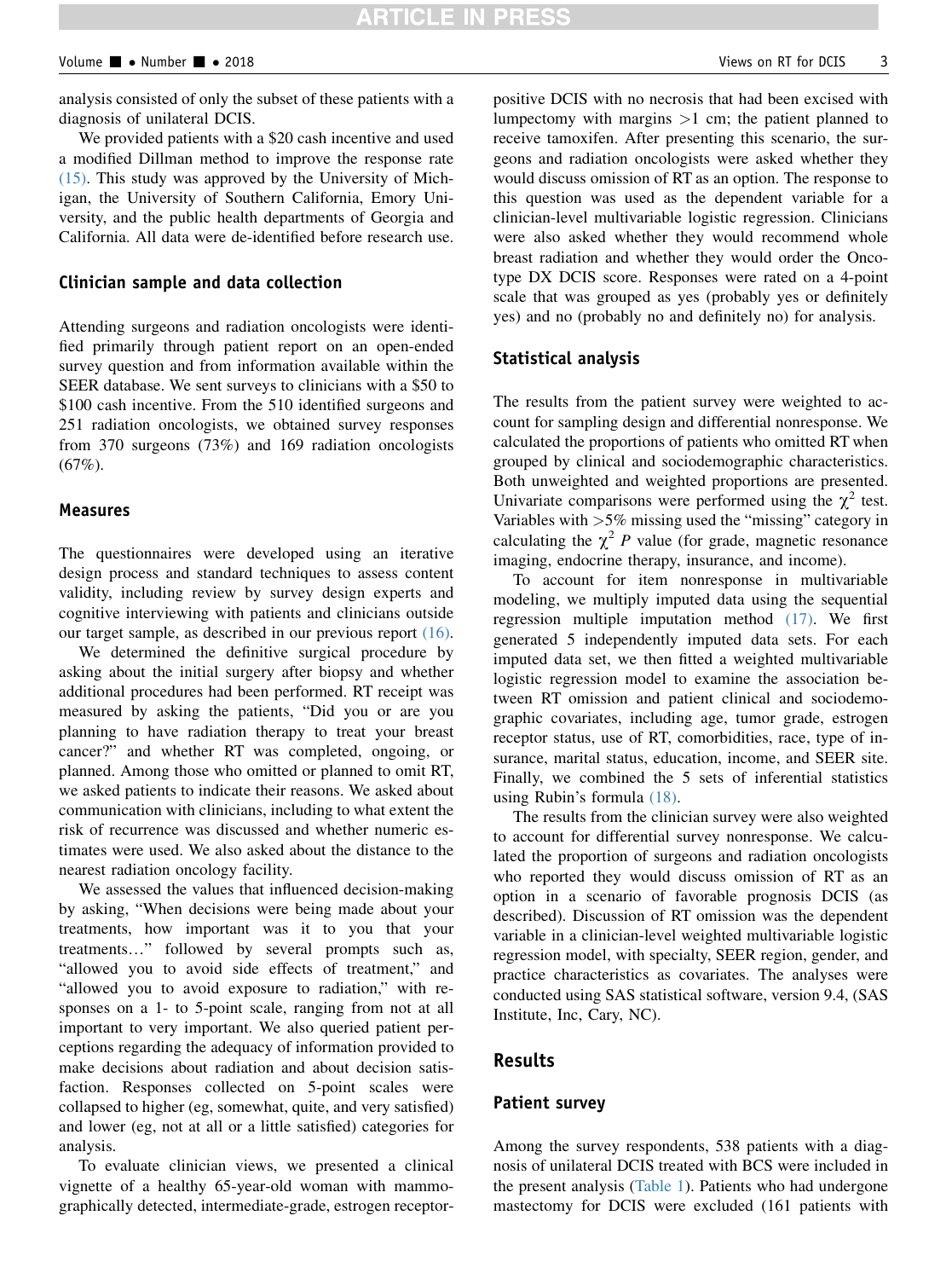analysis consisted of only the subset of these patients with a diagnosis of unilateral DCIS.

We provided patients with a $20 cash incentive and used a modified Dillman method to improve the response rate (15). This study was approved by the University of Michigan, the University of Southern California, Emory University, and the public health departments of Georgia and California. All data were de-identified before research use.

## Clinician sample and data collection

Attending surgeons and radiation oncologists were identified primarily through patient report on an open-ended survey question and from information available within the SEER database. We sent surveys to clinicians with a $50 to $100 cash incentive. From the 510 identified surgeons and 251 radiation oncologists, we obtained survey responses from 370 surgeons (73%) and 169 radiation oncologists (67%).

## Measures

The questionnaires were developed using an iterative design process and standard techniques to assess content validity, including review by survey design experts and cognitive interviewing with patients and clinicians outside our target sample, as described in our previous report (16).

We determined the definitive surgical procedure by asking about the initial surgery after biopsy and whether additional procedures had been performed. RT receipt was measured by asking the patients, "Did you or are you planning to have radiation therapy to treat your breast cancer?" and whether RT was completed, ongoing, or planned. Among those who omitted or planned to omit RT, we asked patients to indicate their reasons. We asked about communication with clinicians, including to what extent the risk of recurrence was discussed and whether numeric estimates were used. We also asked about the distance to the nearest radiation oncology facility.

We assessed the values that influenced decision-making by asking, "When decisions were being made about your treatments, how important was it to you that your treatments…" followed by several prompts such as, "allowed you to avoid side effects of treatment," and "allowed you to avoid exposure to radiation," with responses on a 1- to 5-point scale, ranging from not at all important to very important. We also queried patient perceptions regarding the adequacy of information provided to make decisions about radiation and about decision satisfaction. Responses collected on 5-point scales were collapsed to higher (eg, somewhat, quite, and very satisfied) and lower (eg, not at all or a little satisfied) categories for analysis.

To evaluate clinician views, we presented a clinical vignette of a healthy 65-year-old woman with mammographically detected, intermediate-grade, estrogen receptor-positive DCIS with no necrosis that had been excised with lumpectomy with margins >1 cm; the patient planned to receive tamoxifen. After presenting this scenario, the surgeons and radiation oncologists were asked whether they would discuss omission of RT as an option. The response to this question was used as the dependent variable for a clinician-level multivariable logistic regression. Clinicians were also asked whether they would recommend whole breast radiation and whether they would order the Oncotype DX DCIS score. Responses were rated on a 4-point scale that was grouped as yes (probably yes or definitely yes) and no (probably no and definitely no) for analysis.

## Statistical analysis

The results from the patient survey were weighted to account for sampling design and differential nonresponse. We calculated the proportions of patients who omitted RT when grouped by clinical and sociodemographic characteristics. Both unweighted and weighted proportions are presented. Univariate comparisons were performed using the $\chi^2$ test. Variables with >5% missing used the "missing" category in calculating the $\chi^2$ $P$ value (for grade, magnetic resonance imaging, endocrine therapy, insurance, and income).

To account for item nonresponse in multivariable modeling, we multiply imputed data using the sequential regression multiple imputation method (17). We first generated 5 independently imputed data sets. For each imputed data set, we then fitted a weighted multivariable logistic regression model to examine the association between RT omission and patient clinical and sociodemographic covariates, including age, tumor grade, estrogen receptor status, use of RT, comorbidities, race, type of insurance, marital status, education, income, and SEER site. Finally, we combined the 5 sets of inferential statistics using Rubin's formula (18).

The results from the clinician survey were also weighted to account for differential survey nonresponse. We calculated the proportion of surgeons and radiation oncologists who reported they would discuss omission of RT as an option in a scenario of favorable prognosis DCIS (as described). Discussion of RT omission was the dependent variable in a clinician-level weighted multivariable logistic regression model, with specialty, SEER region, gender, and practice characteristics as covariates. The analyses were conducted using SAS statistical software, version 9.4, (SAS Institute, Inc, Cary, NC).

# Results

## Patient survey

Among the survey respondents, 538 patients with a diagnosis of unilateral DCIS treated with BCS were included in the present analysis (Table 1). Patients who had undergone mastectomy for DCIS were excluded (161 patients with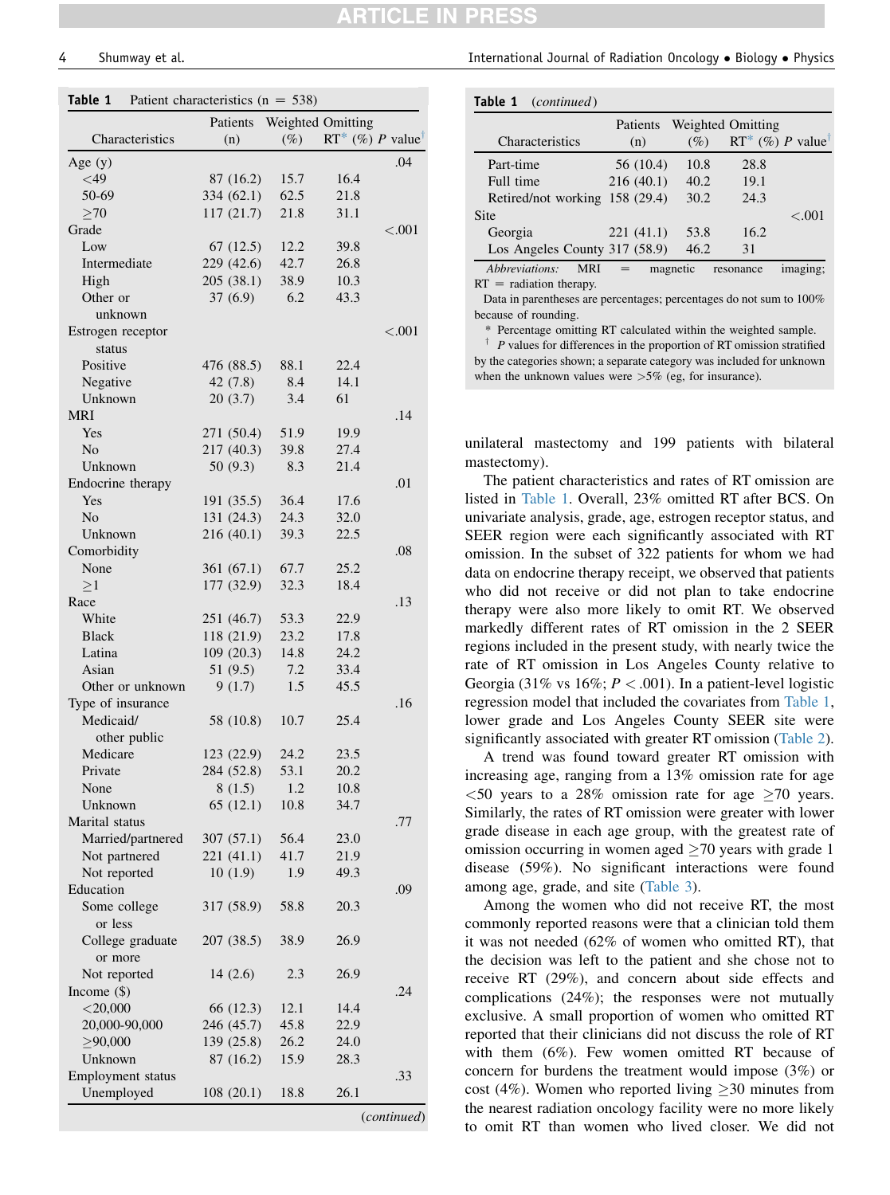**Table 1** Patient characteristics (n = 538)

| Characteristics | Patients (n) | Weighted (%) | Omitting RT* (%) | P value† |
|---|---|---|---|---|
| Age (y) | | | | .04 |
| <49 | 87 (16.2) | 15.7 | 16.4 | |
| 50-69 | 334 (62.1) | 62.5 | 21.8 | |
| ≥70 | 117 (21.7) | 21.8 | 31.1 | |
| Grade | | | | <.001 |
| Low | 67 (12.5) | 12.2 | 39.8 | |
| Intermediate | 229 (42.6) | 42.7 | 26.8 | |
| High | 205 (38.1) | 38.9 | 10.3 | |
| Other or unknown | 37 (6.9) | 6.2 | 43.3 | |
| Estrogen receptor status | | | | <.001 |
| Positive | 476 (88.5) | 88.1 | 22.4 | |
| Negative | 42 (7.8) | 8.4 | 14.1 | |
| Unknown | 20 (3.7) | 3.4 | 61 | |
| MRI | | | | .14 |
| Yes | 271 (50.4) | 51.9 | 19.9 | |
| No | 217 (40.3) | 39.8 | 27.4 | |
| Unknown | 50 (9.3) | 8.3 | 21.4 | |
| Endocrine therapy | | | | .01 |
| Yes | 191 (35.5) | 36.4 | 17.6 | |
| No | 131 (24.3) | 24.3 | 32.0 | |
| Unknown | 216 (40.1) | 39.3 | 22.5 | |
| Comorbidity | | | | .08 |
| None | 361 (67.1) | 67.7 | 25.2 | |
| ≥1 | 177 (32.9) | 32.3 | 18.4 | |
| Race | | | | .13 |
| White | 251 (46.7) | 53.3 | 22.9 | |
| Black | 118 (21.9) | 23.2 | 17.8 | |
| Latina | 109 (20.3) | 14.8 | 24.2 | |
| Asian | 51 (9.5) | 7.2 | 33.4 | |
| Other or unknown | 9 (1.7) | 1.5 | 45.5 | |
| Type of insurance | | | | .16 |
| Medicaid/other public | 58 (10.8) | 10.7 | 25.4 | |
| Medicare | 123 (22.9) | 24.2 | 23.5 | |
| Private | 284 (52.8) | 53.1 | 20.2 | |
| None | 8 (1.5) | 1.2 | 10.8 | |
| Unknown | 65 (12.1) | 10.8 | 34.7 | |
| Marital status | | | | .77 |
| Married/partnered | 307 (57.1) | 56.4 | 23.0 | |
| Not partnered | 221 (41.1) | 41.7 | 21.9 | |
| Not reported | 10 (1.9) | 1.9 | 49.3 | |
| Education | | | | .09 |
| Some college or less | 317 (58.9) | 58.8 | 20.3 | |
| College graduate or more | 207 (38.5) | 38.9 | 26.9 | |
| Not reported | 14 (2.6) | 2.3 | 26.9 | |
| Income ($) | | | | .24 |
| <20,000 | 66 (12.3) | 12.1 | 14.4 | |
| 20,000-90,000 | 246 (45.7) | 45.8 | 22.9 | |
| ≥90,000 | 139 (25.8) | 26.2 | 24.0 | |
| Unknown | 87 (16.2) | 15.9 | 28.3 | |
| Employment status | | | | .33 |
| Unemployed | 108 (20.1) | 18.8 | 26.1 | |
| Part-time | 56 (10.4) | 10.8 | 28.8 | |
| Full time | 216 (40.1) | 40.2 | 19.1 | |
| Retired/not working | 158 (29.4) | 30.2 | 24.3 | |
| Site | | | | <.001 |
| Georgia | 221 (41.1) | 53.8 | 16.2 | |
| Los Angeles County | 317 (58.9) | 46.2 | 31 | |

*Abbreviations:* MRI = magnetic resonance imaging; RT = radiation therapy.

Data in parentheses are percentages; percentages do not sum to 100% because of rounding.

\* Percentage omitting RT calculated within the weighted sample.

† *P* values for differences in the proportion of RT omission stratified by the categories shown; a separate category was included for unknown when the unknown values were >5% (eg, for insurance).

unilateral mastectomy and 199 patients with bilateral mastectomy).

The patient characteristics and rates of RT omission are listed in Table 1. Overall, 23% omitted RT after BCS. On univariate analysis, grade, age, estrogen receptor status, and SEER region were each significantly associated with RT omission. In the subset of 322 patients for whom we had data on endocrine therapy receipt, we observed that patients who did not receive or did not plan to take endocrine therapy were also more likely to omit RT. We observed markedly different rates of RT omission in the 2 SEER regions included in the present study, with nearly twice the rate of RT omission in Los Angeles County relative to Georgia (31% vs 16%; $P < .001$). In a patient-level logistic regression model that included the covariates from Table 1, lower grade and Los Angeles County SEER site were significantly associated with greater RT omission (Table 2).

A trend was found toward greater RT omission with increasing age, ranging from a 13% omission rate for age <50 years to a 28% omission rate for age ≥70 years. Similarly, the rates of RT omission were greater with lower grade disease in each age group, with the greatest rate of omission occurring in women aged ≥70 years with grade 1 disease (59%). No significant interactions were found among age, grade, and site (Table 3).

Among the women who did not receive RT, the most commonly reported reasons were that a clinician told them it was not needed (62% of women who omitted RT), that the decision was left to the patient and she chose not to receive RT (29%), and concern about side effects and complications (24%); the responses were not mutually exclusive. A small proportion of women who omitted RT reported that their clinicians did not discuss the role of RT with them (6%). Few women omitted RT because of concern for burdens the treatment would impose (3%) or cost (4%). Women who reported living ≥30 minutes from the nearest radiation oncology facility were no more likely to omit RT than women who lived closer. We did not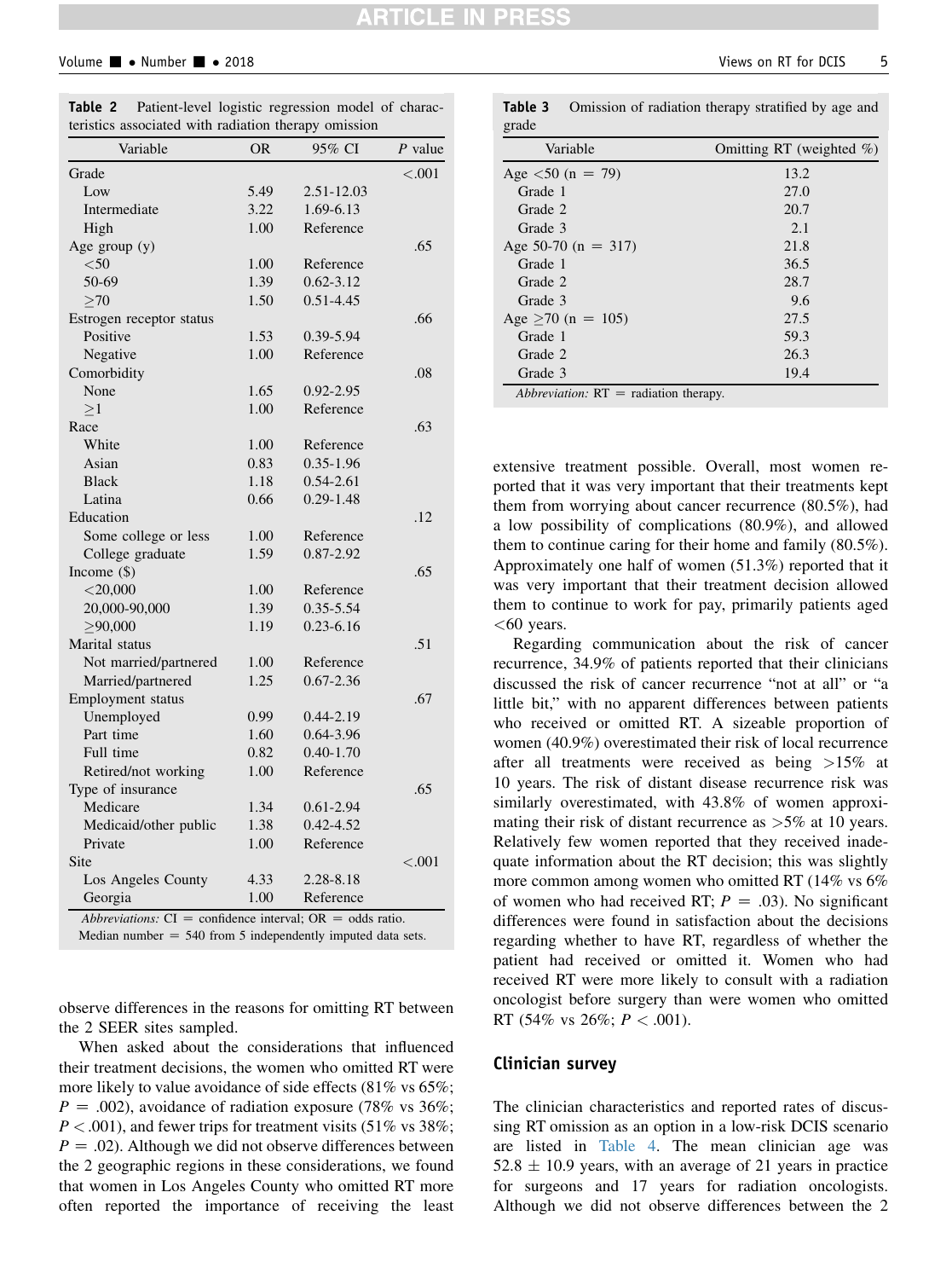**Table 2** Patient-level logistic regression model of characteristics associated with radiation therapy omission

| Variable | OR | 95% CI | P value |
|---|---|---|---|
| Grade | | | <.001 |
| Low | 5.49 | 2.51-12.03 | |
| Intermediate | 3.22 | 1.69-6.13 | |
| High | 1.00 | Reference | |
| Age group (y) | | | .65 |
| <50 | 1.00 | Reference | |
| 50-69 | 1.39 | 0.62-3.12 | |
| ≥70 | 1.50 | 0.51-4.45 | |
| Estrogen receptor status | | | .66 |
| Positive | 1.53 | 0.39-5.94 | |
| Negative | 1.00 | Reference | |
| Comorbidity | | | .08 |
| None | 1.65 | 0.92-2.95 | |
| ≥1 | 1.00 | Reference | |
| Race | | | .63 |
| White | 1.00 | Reference | |
| Asian | 0.83 | 0.35-1.96 | |
| Black | 1.18 | 0.54-2.61 | |
| Latina | 0.66 | 0.29-1.48 | |
| Education | | | .12 |
| Some college or less | 1.00 | Reference | |
| College graduate | 1.59 | 0.87-2.92 | |
| Income ($) | | | .65 |
| <20,000 | 1.00 | Reference | |
| 20,000-90,000 | 1.39 | 0.35-5.54 | |
| ≥90,000 | 1.19 | 0.23-6.16 | |
| Marital status | | | .51 |
| Not married/partnered | 1.00 | Reference | |
| Married/partnered | 1.25 | 0.67-2.36 | |
| Employment status | | | .67 |
| Unemployed | 0.99 | 0.44-2.19 | |
| Part time | 1.60 | 0.64-3.96 | |
| Full time | 0.82 | 0.40-1.70 | |
| Retired/not working | 1.00 | Reference | |
| Type of insurance | | | .65 |
| Medicare | 1.34 | 0.61-2.94 | |
| Medicaid/other public | 1.38 | 0.42-4.52 | |
| Private | 1.00 | Reference | |
| Site | | | <.001 |
| Los Angeles County | 4.33 | 2.28-8.18 | |
| Georgia | 1.00 | Reference | |

*Abbreviations:* CI = confidence interval; OR = odds ratio.
Median number = 540 from 5 independently imputed data sets.

observe differences in the reasons for omitting RT between the 2 SEER sites sampled.

When asked about the considerations that influenced their treatment decisions, the women who omitted RT were more likely to value avoidance of side effects (81% vs 65%; $P = .002$), avoidance of radiation exposure (78% vs 36%; $P < .001$), and fewer trips for treatment visits (51% vs 38%; $P = .02$). Although we did not observe differences between the 2 geographic regions in these considerations, we found that women in Los Angeles County who omitted RT more often reported the importance of receiving the least extensive treatment possible. Overall, most women reported that it was very important that their treatments kept them from worrying about cancer recurrence (80.5%), had a low possibility of complications (80.9%), and allowed them to continue caring for their home and family (80.5%). Approximately one half of women (51.3%) reported that it was very important that their treatment decision allowed them to continue to work for pay, primarily patients aged <60 years.

**Table 3** Omission of radiation therapy stratified by age and grade

| Variable | Omitting RT (weighted %) |
|---|---|
| Age <50 (n = 79) | 13.2 |
| Grade 1 | 27.0 |
| Grade 2 | 20.7 |
| Grade 3 | 2.1 |
| Age 50-70 (n = 317) | 21.8 |
| Grade 1 | 36.5 |
| Grade 2 | 28.7 |
| Grade 3 | 9.6 |
| Age ≥70 (n = 105) | 27.5 |
| Grade 1 | 59.3 |
| Grade 2 | 26.3 |
| Grade 3 | 19.4 |

*Abbreviation:* RT = radiation therapy.

Regarding communication about the risk of cancer recurrence, 34.9% of patients reported that their clinicians discussed the risk of cancer recurrence "not at all" or "a little bit," with no apparent differences between patients who received or omitted RT. A sizeable proportion of women (40.9%) overestimated their risk of local recurrence after all treatments were received as being >15% at 10 years. The risk of distant disease recurrence risk was similarly overestimated, with 43.8% of women approximating their risk of distant recurrence as >5% at 10 years. Relatively few women reported that they received inadequate information about the RT decision; this was slightly more common among women who omitted RT (14% vs 6% of women who had received RT; $P = .03$). No significant differences were found in satisfaction about the decisions regarding whether to have RT, regardless of whether the patient had received or omitted it. Women who had received RT were more likely to consult with a radiation oncologist before surgery than were women who omitted RT (54% vs 26%; $P < .001$).

## Clinician survey

The clinician characteristics and reported rates of discussing RT omission as an option in a low-risk DCIS scenario are listed in Table 4. The mean clinician age was 52.8 ± 10.9 years, with an average of 21 years in practice for surgeons and 17 years for radiation oncologists. Although we did not observe differences between the 2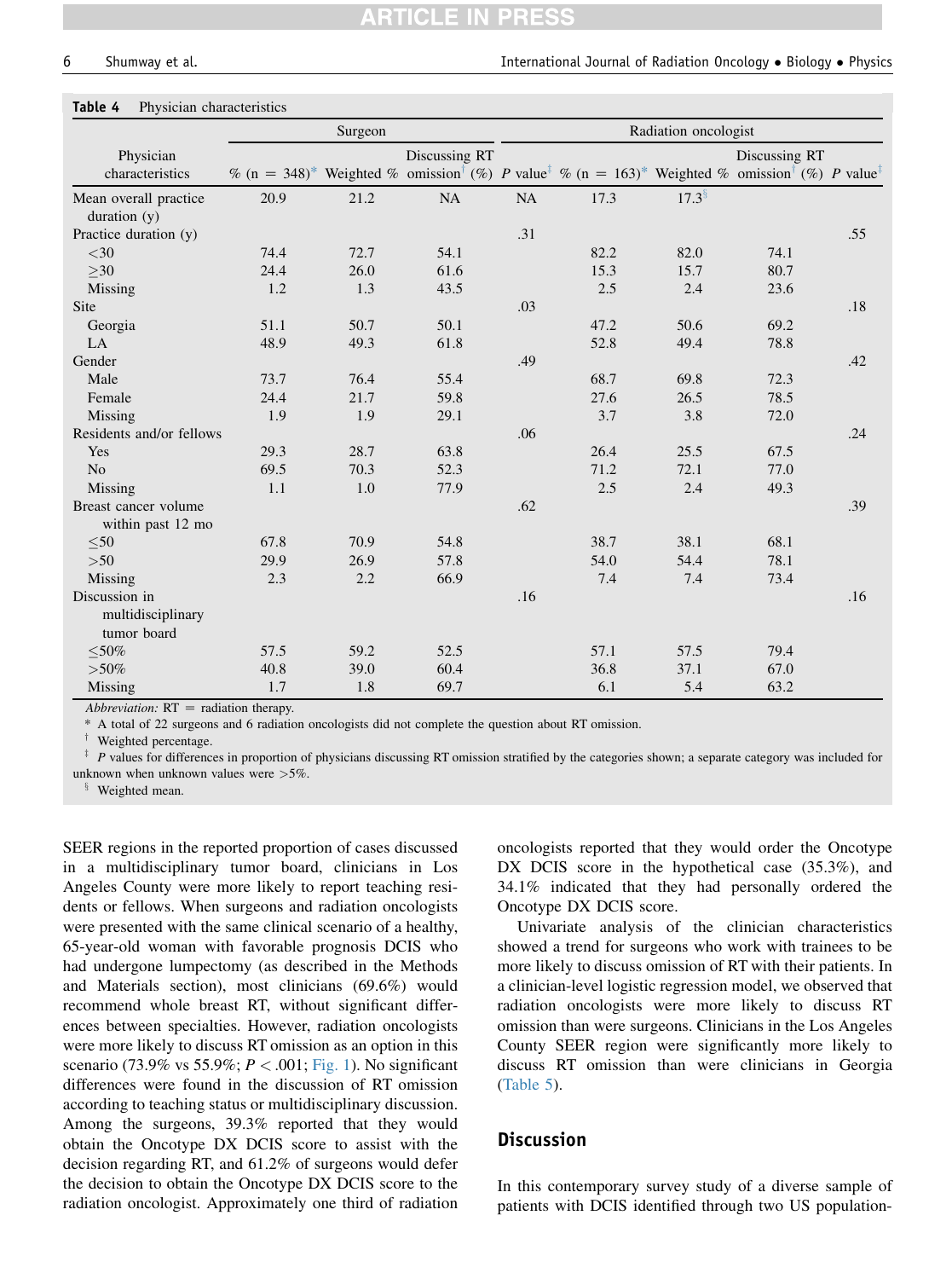**Table 4** Physician characteristics

| Physician characteristics | Surgeon | | | | Radiation oncologist | | | |
|---|---|---|---|---|---|---|---|---|
| | % (n = 348)* | Weighted % | Discussing RT omission† (%) | P value‡ | % (n = 163)* | Weighted % | Discussing RT omission† (%) | P value‡ |
| Mean overall practice duration (y) | 20.9 | 21.2 | NA | NA | 17.3 | 17.3§ | | |
| Practice duration (y) | | | | .31 | | | | .55 |
| <30 | 74.4 | 72.7 | 54.1 | | 82.2 | 82.0 | 74.1 | |
| ≥30 | 24.4 | 26.0 | 61.6 | | 15.3 | 15.7 | 80.7 | |
| Missing | 1.2 | 1.3 | 43.5 | | 2.5 | 2.4 | 23.6 | |
| Site | | | | .03 | | | | .18 |
| Georgia | 51.1 | 50.7 | 50.1 | | 47.2 | 50.6 | 69.2 | |
| LA | 48.9 | 49.3 | 61.8 | | 52.8 | 49.4 | 78.8 | |
| Gender | | | | .49 | | | | .42 |
| Male | 73.7 | 76.4 | 55.4 | | 68.7 | 69.8 | 72.3 | |
| Female | 24.4 | 21.7 | 59.8 | | 27.6 | 26.5 | 78.5 | |
| Missing | 1.9 | 1.9 | 29.1 | | 3.7 | 3.8 | 72.0 | |
| Residents and/or fellows | | | | .06 | | | | .24 |
| Yes | 29.3 | 28.7 | 63.8 | | 26.4 | 25.5 | 67.5 | |
| No | 69.5 | 70.3 | 52.3 | | 71.2 | 72.1 | 77.0 | |
| Missing | 1.1 | 1.0 | 77.9 | | 2.5 | 2.4 | 49.3 | |
| Breast cancer volume within past 12 mo | | | | .62 | | | | .39 |
| ≤50 | 67.8 | 70.9 | 54.8 | | 38.7 | 38.1 | 68.1 | |
| >50 | 29.9 | 26.9 | 57.8 | | 54.0 | 54.4 | 78.1 | |
| Missing | 2.3 | 2.2 | 66.9 | | 7.4 | 7.4 | 73.4 | |
| Discussion in multidisciplinary tumor board | | | | .16 | | | | .16 |
| ≤50% | 57.5 | 59.2 | 52.5 | | 57.1 | 57.5 | 79.4 | |
| >50% | 40.8 | 39.0 | 60.4 | | 36.8 | 37.1 | 67.0 | |
| Missing | 1.7 | 1.8 | 69.7 | | 6.1 | 5.4 | 63.2 | |

*Abbreviation:* RT = radiation therapy.

\* A total of 22 surgeons and 6 radiation oncologists did not complete the question about RT omission.

† Weighted percentage.

‡ P values for differences in proportion of physicians discussing RT omission stratified by the categories shown; a separate category was included for unknown when unknown values were >5%.

§ Weighted mean.

SEER regions in the reported proportion of cases discussed in a multidisciplinary tumor board, clinicians in Los Angeles County were more likely to report teaching residents or fellows. When surgeons and radiation oncologists were presented with the same clinical scenario of a healthy, 65-year-old woman with favorable prognosis DCIS who had undergone lumpectomy (as described in the Methods and Materials section), most clinicians (69.6%) would recommend whole breast RT, without significant differences between specialties. However, radiation oncologists were more likely to discuss RT omission as an option in this scenario (73.9% vs 55.9%; $P < .001$; Fig. 1). No significant differences were found in the discussion of RT omission according to teaching status or multidisciplinary discussion. Among the surgeons, 39.3% reported that they would obtain the Oncotype DX DCIS score to assist with the decision regarding RT, and 61.2% of surgeons would defer the decision to obtain the Oncotype DX DCIS score to the radiation oncologist. Approximately one third of radiation oncologists reported that they would order the Oncotype DX DCIS score in the hypothetical case (35.3%), and 34.1% indicated that they had personally ordered the Oncotype DX DCIS score.

Univariate analysis of the clinician characteristics showed a trend for surgeons who work with trainees to be more likely to discuss omission of RT with their patients. In a clinician-level logistic regression model, we observed that radiation oncologists were more likely to discuss RT omission than were surgeons. Clinicians in the Los Angeles County SEER region were significantly more likely to discuss RT omission than were clinicians in Georgia (Table 5).

## Discussion

In this contemporary survey study of a diverse sample of patients with DCIS identified through two US population-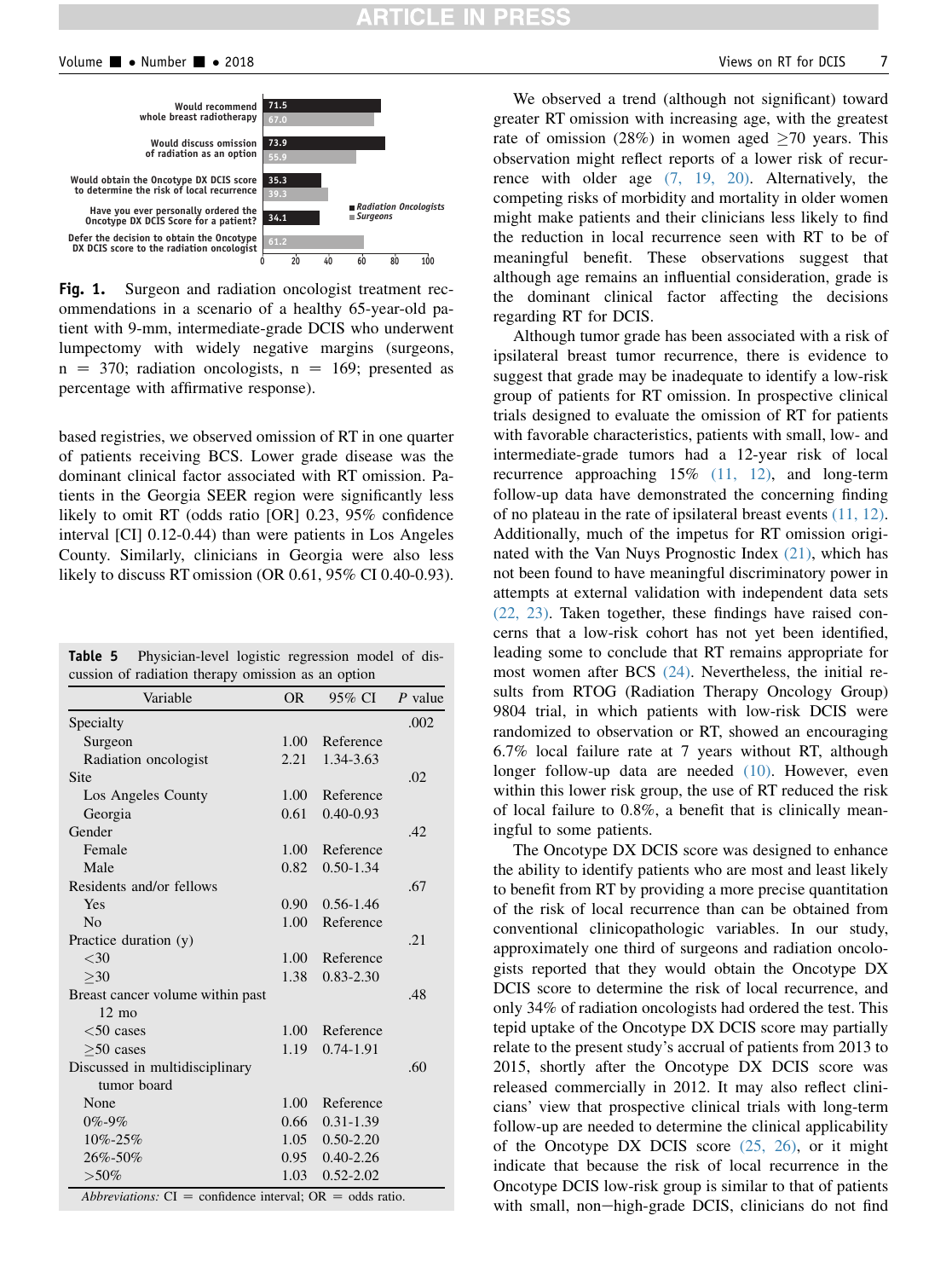Fig. 1. Surgeon and radiation oncologist treatment recommendations in a scenario of a healthy 65-year-old patient with 9-mm, intermediate-grade DCIS who underwent lumpectomy with widely negative margins (surgeons, n = 370; radiation oncologists, n = 169; presented as percentage with affirmative response).

| | Radiation Oncologists | Surgeons |
|---|---|---|
| Would recommend whole breast radiotherapy | 71.5 | 67.0 |
| Would discuss omission of radiation as an option | 73.9 | 55.9 |
| Would obtain the Oncotype DX DCIS score to determine the risk of local recurrence | 35.3 | 39.3 |
| Have you ever personally ordered the Oncotype DX DCIS Score for a patient? | 34.1 | |
| Defer the decision to obtain the Oncotype DX DCIS score to the radiation oncologist | | 61.2 |

based registries, we observed omission of RT in one quarter of patients receiving BCS. Lower grade disease was the dominant clinical factor associated with RT omission. Patients in the Georgia SEER region were significantly less likely to omit RT (odds ratio [OR] 0.23, 95% confidence interval [CI] 0.12-0.44) than were patients in Los Angeles County. Similarly, clinicians in Georgia were also less likely to discuss RT omission (OR 0.61, 95% CI 0.40-0.93).

**Table 5** Physician-level logistic regression model of discussion of radiation therapy omission as an option

| Variable | OR | 95% CI | P value |
|---|---|---|---|
| Specialty | | | .002 |
| Surgeon | 1.00 | Reference | |
| Radiation oncologist | 2.21 | 1.34-3.63 | |
| Site | | | .02 |
| Los Angeles County | 1.00 | Reference | |
| Georgia | 0.61 | 0.40-0.93 | |
| Gender | | | .42 |
| Female | 1.00 | Reference | |
| Male | 0.82 | 0.50-1.34 | |
| Residents and/or fellows | | | .67 |
| Yes | 0.90 | 0.56-1.46 | |
| No | 1.00 | Reference | |
| Practice duration (y) | | | .21 |
| <30 | 1.00 | Reference | |
| ≥30 | 1.38 | 0.83-2.30 | |
| Breast cancer volume within past 12 mo | | | .48 |
| <50 cases | 1.00 | Reference | |
| ≥50 cases | 1.19 | 0.74-1.91 | |
| Discussed in multidisciplinary tumor board | | | .60 |
| None | 1.00 | Reference | |
| 0%-9% | 0.66 | 0.31-1.39 | |
| 10%-25% | 1.05 | 0.50-2.20 | |
| 26%-50% | 0.95 | 0.40-2.26 | |
| >50% | 1.03 | 0.52-2.02 | |

*Abbreviations:* CI = confidence interval; OR = odds ratio.

We observed a trend (although not significant) toward greater RT omission with increasing age, with the greatest rate of omission (28%) in women aged ≥70 years. This observation might reflect reports of a lower risk of recurrence with older age (7, 19, 20). Alternatively, the competing risks of morbidity and mortality in older women might make patients and their clinicians less likely to find the reduction in local recurrence seen with RT to be of meaningful benefit. These observations suggest that although age remains an influential consideration, grade is the dominant clinical factor affecting the decisions regarding RT for DCIS.

Although tumor grade has been associated with a risk of ipsilateral breast tumor recurrence, there is evidence to suggest that grade may be inadequate to identify a low-risk group of patients for RT omission. In prospective clinical trials designed to evaluate the omission of RT for patients with favorable characteristics, patients with small, low- and intermediate-grade tumors had a 12-year risk of local recurrence approaching 15% (11, 12), and long-term follow-up data have demonstrated the concerning finding of no plateau in the rate of ipsilateral breast events (11, 12). Additionally, much of the impetus for RT omission originated with the Van Nuys Prognostic Index (21), which has not been found to have meaningful discriminatory power in attempts at external validation with independent data sets (22, 23). Taken together, these findings have raised concerns that a low-risk cohort has not yet been identified, leading some to conclude that RT remains appropriate for most women after BCS (24). Nevertheless, the initial results from RTOG (Radiation Therapy Oncology Group) 9804 trial, in which patients with low-risk DCIS were randomized to observation or RT, showed an encouraging 6.7% local failure rate at 7 years without RT, although longer follow-up data are needed (10). However, even within this lower risk group, the use of RT reduced the risk of local failure to 0.8%, a benefit that is clinically meaningful to some patients.

The Oncotype DX DCIS score was designed to enhance the ability to identify patients who are most and least likely to benefit from RT by providing a more precise quantitation of the risk of local recurrence than can be obtained from conventional clinicopathologic variables. In our study, approximately one third of surgeons and radiation oncologists reported that they would obtain the Oncotype DX DCIS score to determine the risk of local recurrence, and only 34% of radiation oncologists had ordered the test. This tepid uptake of the Oncotype DX DCIS score may partially relate to the present study's accrual of patients from 2013 to 2015, shortly after the Oncotype DX DCIS score was released commercially in 2012. It may also reflect clinicians' view that prospective clinical trials with long-term follow-up are needed to determine the clinical applicability of the Oncotype DX DCIS score (25, 26), or it might indicate that because the risk of local recurrence in the Oncotype DCIS low-risk group is similar to that of patients with small, non−high-grade DCIS, clinicians do not find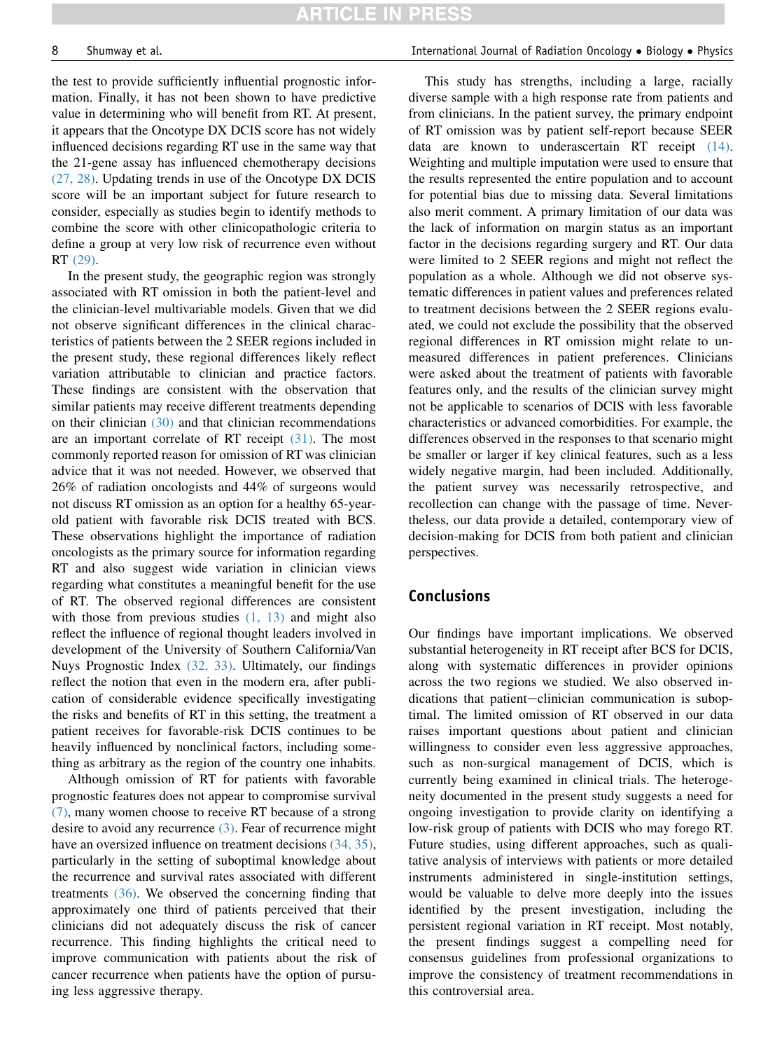the test to provide sufficiently influential prognostic information. Finally, it has not been shown to have predictive value in determining who will benefit from RT. At present, it appears that the Oncotype DX DCIS score has not widely influenced decisions regarding RT use in the same way that the 21-gene assay has influenced chemotherapy decisions (27, 28). Updating trends in use of the Oncotype DX DCIS score will be an important subject for future research to consider, especially as studies begin to identify methods to combine the score with other clinicopathologic criteria to define a group at very low risk of recurrence even without RT (29).

In the present study, the geographic region was strongly associated with RT omission in both the patient-level and the clinician-level multivariable models. Given that we did not observe significant differences in the clinical characteristics of patients between the 2 SEER regions included in the present study, these regional differences likely reflect variation attributable to clinician and practice factors. These findings are consistent with the observation that similar patients may receive different treatments depending on their clinician (30) and that clinician recommendations are an important correlate of RT receipt (31). The most commonly reported reason for omission of RT was clinician advice that it was not needed. However, we observed that 26% of radiation oncologists and 44% of surgeons would not discuss RT omission as an option for a healthy 65-year-old patient with favorable risk DCIS treated with BCS. These observations highlight the importance of radiation oncologists as the primary source for information regarding RT and also suggest wide variation in clinician views regarding what constitutes a meaningful benefit for the use of RT. The observed regional differences are consistent with those from previous studies (1, 13) and might also reflect the influence of regional thought leaders involved in development of the University of Southern California/Van Nuys Prognostic Index (32, 33). Ultimately, our findings reflect the notion that even in the modern era, after publication of considerable evidence specifically investigating the risks and benefits of RT in this setting, the treatment a patient receives for favorable-risk DCIS continues to be heavily influenced by nonclinical factors, including something as arbitrary as the region of the country one inhabits.

Although omission of RT for patients with favorable prognostic features does not appear to compromise survival (7), many women choose to receive RT because of a strong desire to avoid any recurrence (3). Fear of recurrence might have an oversized influence on treatment decisions (34, 35), particularly in the setting of suboptimal knowledge about the recurrence and survival rates associated with different treatments (36). We observed the concerning finding that approximately one third of patients perceived that their clinicians did not adequately discuss the risk of cancer recurrence. This finding highlights the critical need to improve communication with patients about the risk of cancer recurrence when patients have the option of pursuing less aggressive therapy.

This study has strengths, including a large, racially diverse sample with a high response rate from patients and from clinicians. In the patient survey, the primary endpoint of RT omission was by patient self-report because SEER data are known to underascertain RT receipt (14). Weighting and multiple imputation were used to ensure that the results represented the entire population and to account for potential bias due to missing data. Several limitations also merit comment. A primary limitation of our data was the lack of information on margin status as an important factor in the decisions regarding surgery and RT. Our data were limited to 2 SEER regions and might not reflect the population as a whole. Although we did not observe systematic differences in patient values and preferences related to treatment decisions between the 2 SEER regions evaluated, we could not exclude the possibility that the observed regional differences in RT omission might relate to unmeasured differences in patient preferences. Clinicians were asked about the treatment of patients with favorable features only, and the results of the clinician survey might not be applicable to scenarios of DCIS with less favorable characteristics or advanced comorbidities. For example, the differences observed in the responses to that scenario might be smaller or larger if key clinical features, such as a less widely negative margin, had been included. Additionally, the patient survey was necessarily retrospective, and recollection can change with the passage of time. Nevertheless, our data provide a detailed, contemporary view of decision-making for DCIS from both patient and clinician perspectives.

## Conclusions

Our findings have important implications. We observed substantial heterogeneity in RT receipt after BCS for DCIS, along with systematic differences in provider opinions across the two regions we studied. We also observed indications that patient–clinician communication is suboptimal. The limited omission of RT observed in our data raises important questions about patient and clinician willingness to consider even less aggressive approaches, such as non-surgical management of DCIS, which is currently being examined in clinical trials. The heterogeneity documented in the present study suggests a need for ongoing investigation to provide clarity on identifying a low-risk group of patients with DCIS who may forego RT. Future studies, using different approaches, such as qualitative analysis of interviews with patients or more detailed instruments administered in single-institution settings, would be valuable to delve more deeply into the issues identified by the present investigation, including the persistent regional variation in RT receipt. Most notably, the present findings suggest a compelling need for consensus guidelines from professional organizations to improve the consistency of treatment recommendations in this controversial area.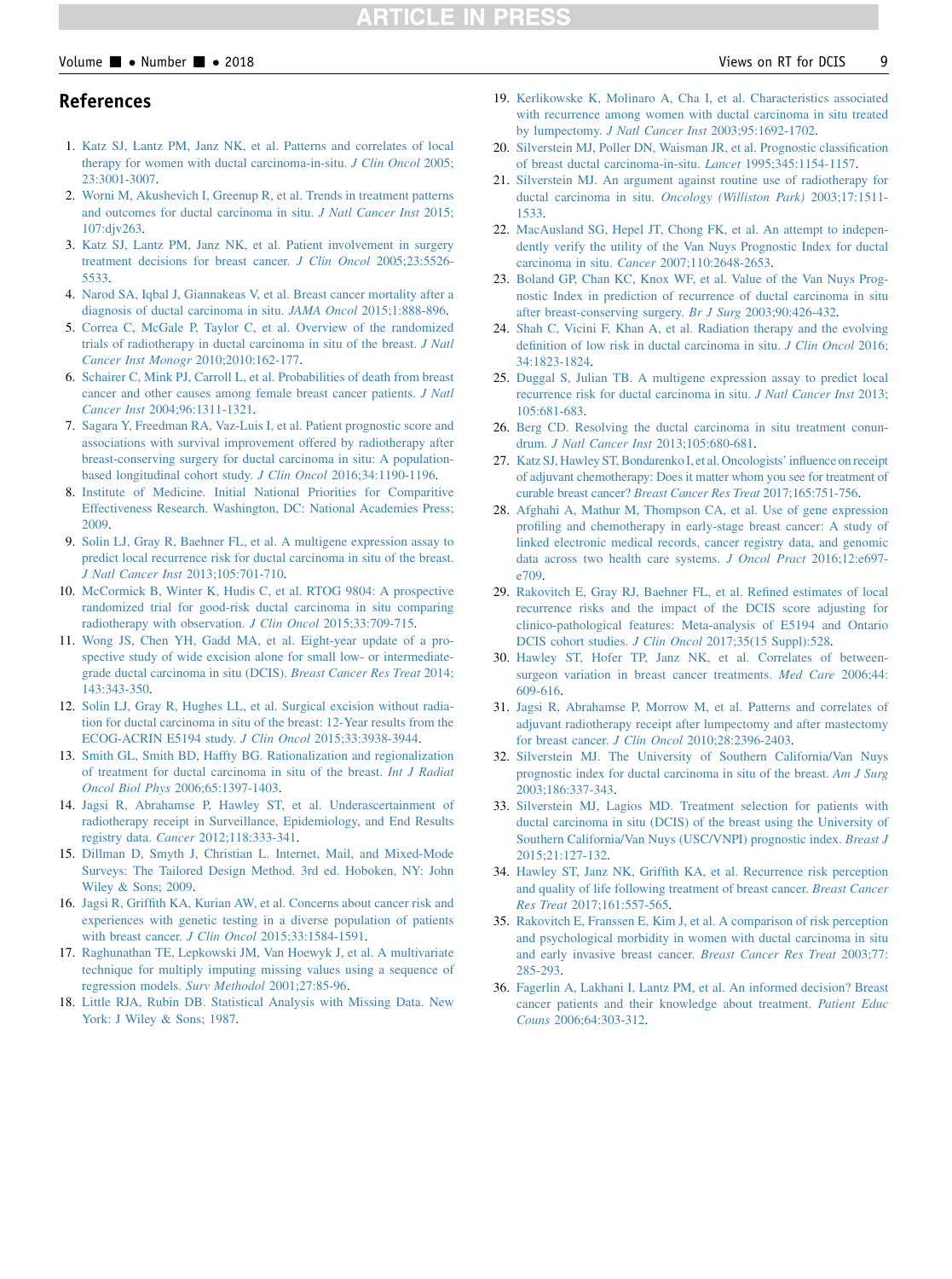## References

1. Katz SJ, Lantz PM, Janz NK, et al. Patterns and correlates of local therapy for women with ductal carcinoma-in-situ. *J Clin Oncol* 2005;23:3001-3007.
2. Worni M, Akushevich I, Greenup R, et al. Trends in treatment patterns and outcomes for ductal carcinoma in situ. *J Natl Cancer Inst* 2015;107:djv263.
3. Katz SJ, Lantz PM, Janz NK, et al. Patient involvement in surgery treatment decisions for breast cancer. *J Clin Oncol* 2005;23:5526-5533.
4. Narod SA, Iqbal J, Giannakeas V, et al. Breast cancer mortality after a diagnosis of ductal carcinoma in situ. *JAMA Oncol* 2015;1:888-896.
5. Correa C, McGale P, Taylor C, et al. Overview of the randomized trials of radiotherapy in ductal carcinoma in situ of the breast. *J Natl Cancer Inst Monogr* 2010;2010:162-177.
6. Schairer C, Mink PJ, Carroll L, et al. Probabilities of death from breast cancer and other causes among female breast cancer patients. *J Natl Cancer Inst* 2004;96:1311-1321.
7. Sagara Y, Freedman RA, Vaz-Luis I, et al. Patient prognostic score and associations with survival improvement offered by radiotherapy after breast-conserving surgery for ductal carcinoma in situ: A population-based longitudinal cohort study. *J Clin Oncol* 2016;34:1190-1196.
8. Institute of Medicine. Initial National Priorities for Comparitive Effectiveness Research. Washington, DC: National Academies Press; 2009.
9. Solin LJ, Gray R, Baehner FL, et al. A multigene expression assay to predict local recurrence risk for ductal carcinoma in situ of the breast. *J Natl Cancer Inst* 2013;105:701-710.
10. McCormick B, Winter K, Hudis C, et al. RTOG 9804: A prospective randomized trial for good-risk ductal carcinoma in situ comparing radiotherapy with observation. *J Clin Oncol* 2015;33:709-715.
11. Wong JS, Chen YH, Gadd MA, et al. Eight-year update of a prospective study of wide excision alone for small low- or intermediate-grade ductal carcinoma in situ (DCIS). *Breast Cancer Res Treat* 2014;143:343-350.
12. Solin LJ, Gray R, Hughes LL, et al. Surgical excision without radiation for ductal carcinoma in situ of the breast: 12-Year results from the ECOG-ACRIN E5194 study. *J Clin Oncol* 2015;33:3938-3944.
13. Smith GL, Smith BD, Haffty BG. Rationalization and regionalization of treatment for ductal carcinoma in situ of the breast. *Int J Radiat Oncol Biol Phys* 2006;65:1397-1403.
14. Jagsi R, Abrahamse P, Hawley ST, et al. Underascertainment of radiotherapy receipt in Surveillance, Epidemiology, and End Results registry data. *Cancer* 2012;118:333-341.
15. Dillman D, Smyth J, Christian L. Internet, Mail, and Mixed-Mode Surveys: The Tailored Design Method. 3rd ed. Hoboken, NY: John Wiley & Sons; 2009.
16. Jagsi R, Griffith KA, Kurian AW, et al. Concerns about cancer risk and experiences with genetic testing in a diverse population of patients with breast cancer. *J Clin Oncol* 2015;33:1584-1591.
17. Raghunathan TE, Lepkowski JM, Van Hoewyk J, et al. A multivariate technique for multiply imputing missing values using a sequence of regression models. *Surv Methodol* 2001;27:85-96.
18. Little RJA, Rubin DB. Statistical Analysis with Missing Data. New York: J Wiley & Sons; 1987.
19. Kerlikowske K, Molinaro A, Cha I, et al. Characteristics associated with recurrence among women with ductal carcinoma in situ treated by lumpectomy. *J Natl Cancer Inst* 2003;95:1692-1702.
20. Silverstein MJ, Poller DN, Waisman JR, et al. Prognostic classification of breast ductal carcinoma-in-situ. *Lancet* 1995;345:1154-1157.
21. Silverstein MJ. An argument against routine use of radiotherapy for ductal carcinoma in situ. *Oncology (Williston Park)* 2003;17:1511-1533.
22. MacAusland SG, Hepel JT, Chong FK, et al. An attempt to independently verify the utility of the Van Nuys Prognostic Index for ductal carcinoma in situ. *Cancer* 2007;110:2648-2653.
23. Boland GP, Chan KC, Knox WF, et al. Value of the Van Nuys Prognostic Index in prediction of recurrence of ductal carcinoma in situ after breast-conserving surgery. *Br J Surg* 2003;90:426-432.
24. Shah C, Vicini F, Khan A, et al. Radiation therapy and the evolving definition of low risk in ductal carcinoma in situ. *J Clin Oncol* 2016;34:1823-1824.
25. Duggal S, Julian TB. A multigene expression assay to predict local recurrence risk for ductal carcinoma in situ. *J Natl Cancer Inst* 2013;105:681-683.
26. Berg CD. Resolving the ductal carcinoma in situ treatment conundrum. *J Natl Cancer Inst* 2013;105:680-681.
27. Katz SJ, Hawley ST, Bondarenko I, et al. Oncologists' influence on receipt of adjuvant chemotherapy: Does it matter whom you see for treatment of curable breast cancer? *Breast Cancer Res Treat* 2017;165:751-756.
28. Afghahi A, Mathur M, Thompson CA, et al. Use of gene expression profiling and chemotherapy in early-stage breast cancer: A study of linked electronic medical records, cancer registry data, and genomic data across two health care systems. *J Oncol Pract* 2016;12:e697-e709.
29. Rakovitch E, Gray RJ, Baehner FL, et al. Refined estimates of local recurrence risks and the impact of the DCIS score adjusting for clinico-pathological features: Meta-analysis of E5194 and Ontario DCIS cohort studies. *J Clin Oncol* 2017;35(15 Suppl):528.
30. Hawley ST, Hofer TP, Janz NK, et al. Correlates of between-surgeon variation in breast cancer treatments. *Med Care* 2006;44:609-616.
31. Jagsi R, Abrahamse P, Morrow M, et al. Patterns and correlates of adjuvant radiotherapy receipt after lumpectomy and after mastectomy for breast cancer. *J Clin Oncol* 2010;28:2396-2403.
32. Silverstein MJ. The University of Southern California/Van Nuys prognostic index for ductal carcinoma in situ of the breast. *Am J Surg* 2003;186:337-343.
33. Silverstein MJ, Lagios MD. Treatment selection for patients with ductal carcinoma in situ (DCIS) of the breast using the University of Southern California/Van Nuys (USC/VNPI) prognostic index. *Breast J* 2015;21:127-132.
34. Hawley ST, Janz NK, Griffith KA, et al. Recurrence risk perception and quality of life following treatment of breast cancer. *Breast Cancer Res Treat* 2017;161:557-565.
35. Rakovitch E, Franssen E, Kim J, et al. A comparison of risk perception and psychological morbidity in women with ductal carcinoma in situ and early invasive breast cancer. *Breast Cancer Res Treat* 2003;77:285-293.
36. Fagerlin A, Lakhani I, Lantz PM, et al. An informed decision? Breast cancer patients and their knowledge about treatment. *Patient Educ Couns* 2006;64:303-312.